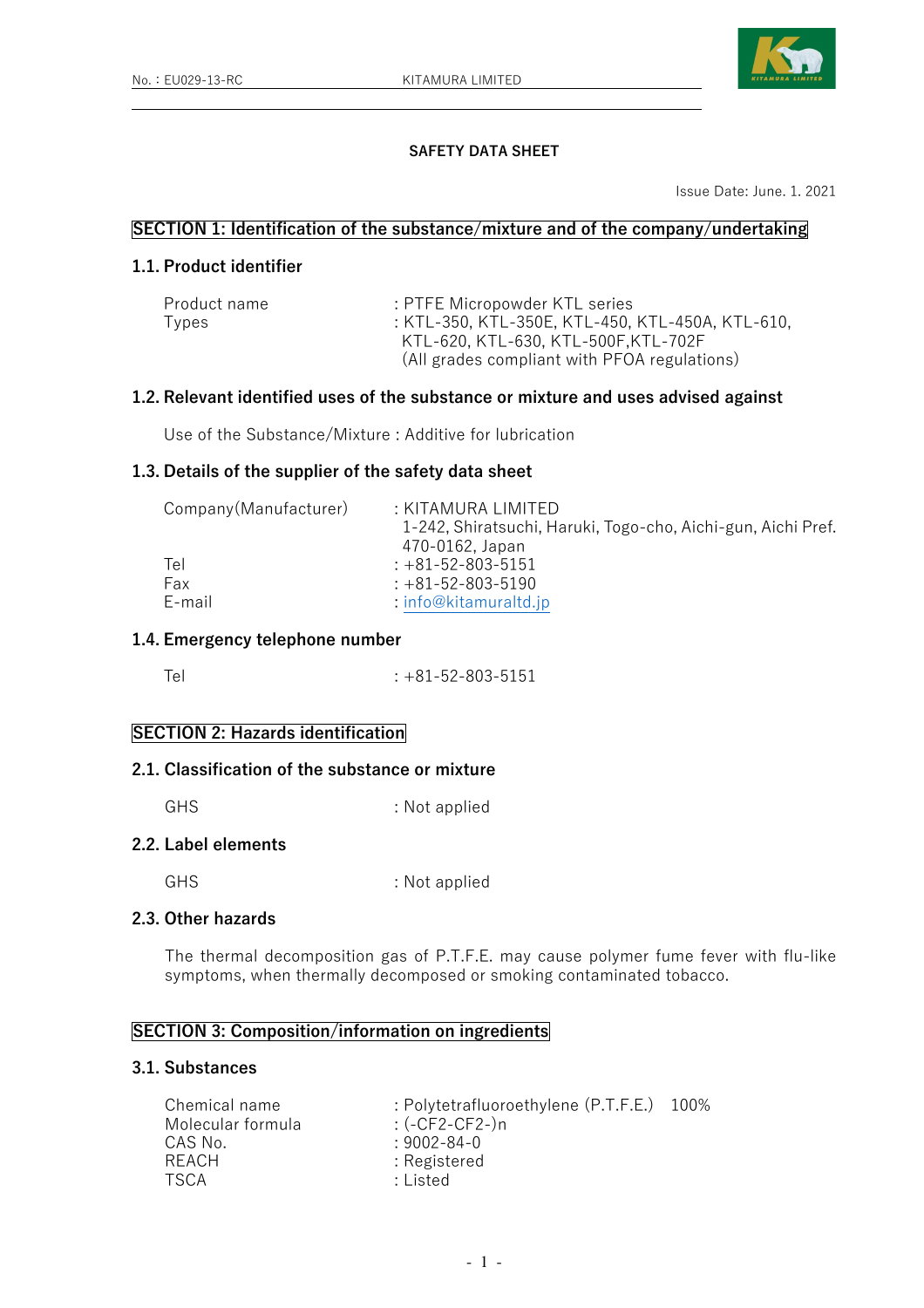No.：EU029-13-RC KITAMURA LIMITED

# SAFETY DATA SHEET

Issue Date: June. 1. 2021

## SECTION 1: Identification of the substance/mixture and of the company/undertaking

### 1.1. Product identifier

| | |
|---|---|
| Product name | : PTFE Micropowder KTL series |
| Types | : KTL-350, KTL-350E, KTL-450, KTL-450A, KTL-610, KTL-620, KTL-630, KTL-500F,KTL-702F (All grades compliant with PFOA regulations) |

### 1.2. Relevant identified uses of the substance or mixture and uses advised against

Use of the Substance/Mixture : Additive for lubrication

### 1.3. Details of the supplier of the safety data sheet

| | |
|---|---|
| Company(Manufacturer) | : KITAMURA LIMITED<br>1-242, Shiratsuchi, Haruki, Togo-cho, Aichi-gun, Aichi Pref. 470-0162, Japan |
| Tel | : +81-52-803-5151 |
| Fax | : +81-52-803-5190 |
| E-mail | : info@kitamuraltd.jp |

### 1.4. Emergency telephone number

Tel : +81-52-803-5151

## SECTION 2: Hazards identification

### 2.1. Classification of the substance or mixture

GHS : Not applied

### 2.2. Label elements

GHS : Not applied

### 2.3. Other hazards

The thermal decomposition gas of P.T.F.E. may cause polymer fume fever with flu-like symptoms, when thermally decomposed or smoking contaminated tobacco.

## SECTION 3: Composition/information on ingredients

### 3.1. Substances

| | |
|---|---|
| Chemical name | : Polytetrafluoroethylene (P.T.F.E.) 100% |
| Molecular formula | : (-CF2-CF2-)n |
| CAS No. | : 9002-84-0 |
| REACH | : Registered |
| TSCA | : Listed |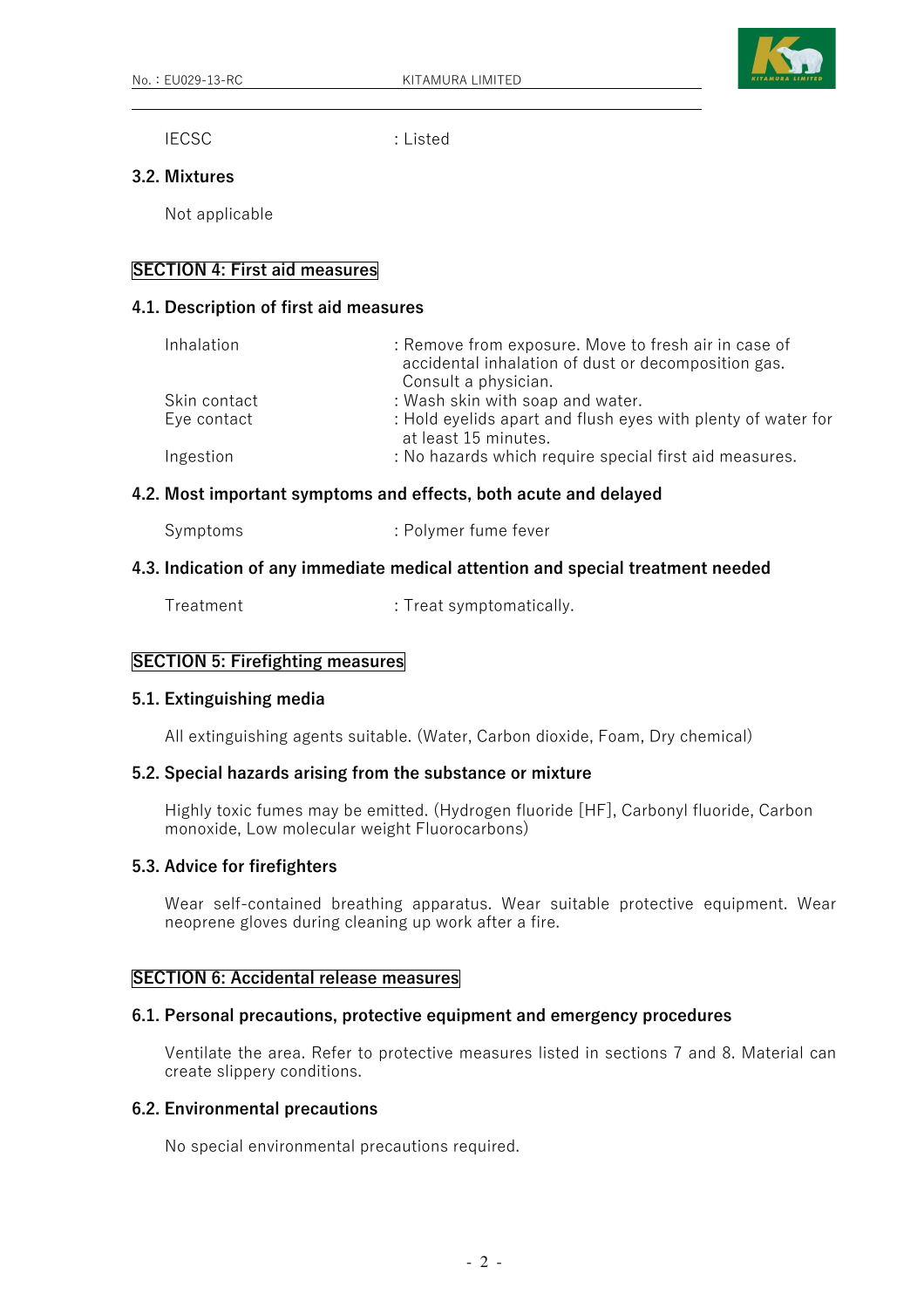IECSC : Listed

### 3.2. Mixtures

Not applicable

## SECTION 4: First aid measures

### 4.1. Description of first aid measures

| | |
|---|---|
| Inhalation | : Remove from exposure. Move to fresh air in case of accidental inhalation of dust or decomposition gas. Consult a physician. |
| Skin contact | : Wash skin with soap and water. |
| Eye contact | : Hold eyelids apart and flush eyes with plenty of water for at least 15 minutes. |
| Ingestion | : No hazards which require special first aid measures. |

### 4.2. Most important symptoms and effects, both acute and delayed

Symptoms : Polymer fume fever

### 4.3. Indication of any immediate medical attention and special treatment needed

Treatment : Treat symptomatically.

## SECTION 5: Firefighting measures

### 5.1. Extinguishing media

All extinguishing agents suitable. (Water, Carbon dioxide, Foam, Dry chemical)

### 5.2. Special hazards arising from the substance or mixture

Highly toxic fumes may be emitted. (Hydrogen fluoride [HF], Carbonyl fluoride, Carbon monoxide, Low molecular weight Fluorocarbons)

### 5.3. Advice for firefighters

Wear self-contained breathing apparatus. Wear suitable protective equipment. Wear neoprene gloves during cleaning up work after a fire.

## SECTION 6: Accidental release measures

### 6.1. Personal precautions, protective equipment and emergency procedures

Ventilate the area. Refer to protective measures listed in sections 7 and 8. Material can create slippery conditions.

### 6.2. Environmental precautions

No special environmental precautions required.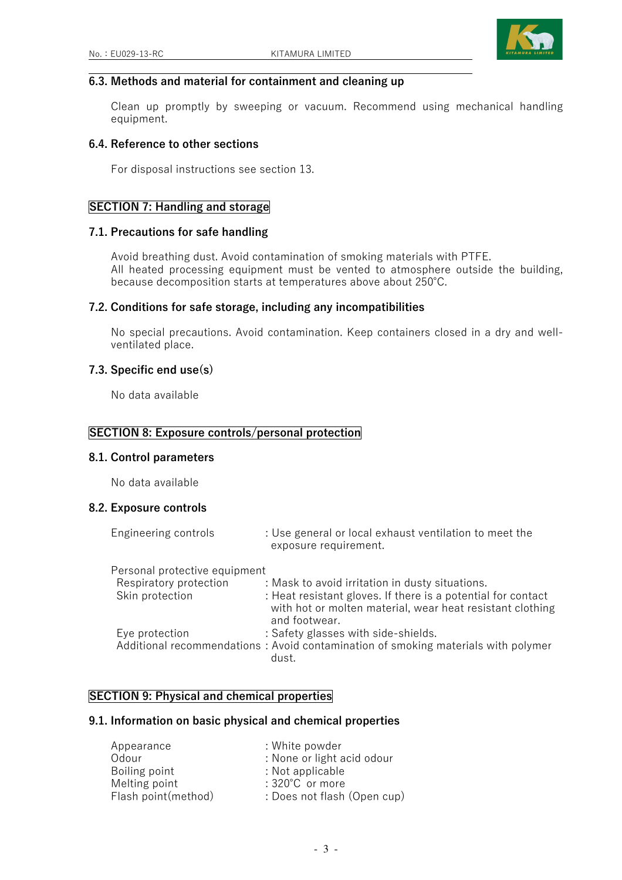### 6.3. Methods and material for containment and cleaning up

Clean up promptly by sweeping or vacuum. Recommend using mechanical handling equipment.

### 6.4. Reference to other sections

For disposal instructions see section 13.

## SECTION 7: Handling and storage

### 7.1. Precautions for safe handling

Avoid breathing dust. Avoid contamination of smoking materials with PTFE.
All heated processing equipment must be vented to atmosphere outside the building, because decomposition starts at temperatures above about 250°C.

### 7.2. Conditions for safe storage, including any incompatibilities

No special precautions. Avoid contamination. Keep containers closed in a dry and well-ventilated place.

### 7.3. Specific end use(s)

No data available

## SECTION 8: Exposure controls/personal protection

### 8.1. Control parameters

No data available

### 8.2. Exposure controls

Engineering controls : Use general or local exhaust ventilation to meet the exposure requirement.

Personal protective equipment

- Respiratory protection : Mask to avoid irritation in dusty situations.
- Skin protection : Heat resistant gloves. If there is a potential for contact with hot or molten material, wear heat resistant clothing and footwear.
- Eye protection : Safety glasses with side-shields.
- Additional recommendations : Avoid contamination of smoking materials with polymer dust.

## SECTION 9: Physical and chemical properties

### 9.1. Information on basic physical and chemical properties

Appearance : White powder
Odour : None or light acid odour
Boiling point : Not applicable
Melting point : 320°C or more
Flash point(method) : Does not flash (Open cup)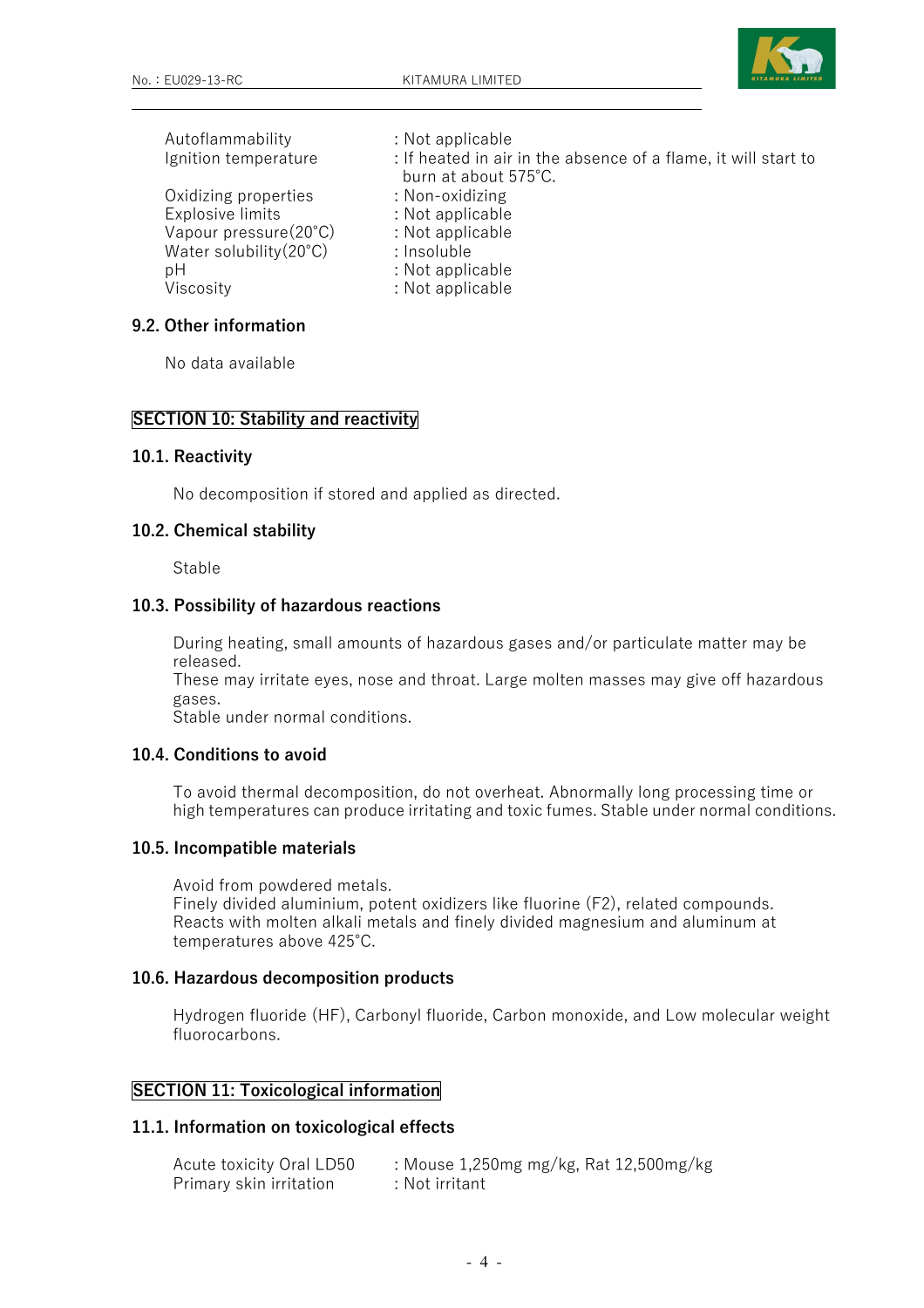| | |
|---|---|
| Autoflammability | : Not applicable |
| Ignition temperature | : If heated in air in the absence of a flame, it will start to burn at about 575°C. |
| Oxidizing properties | : Non-oxidizing |
| Explosive limits | : Not applicable |
| Vapour pressure(20°C) | : Not applicable |
| Water solubility(20°C) | : Insoluble |
| pH | : Not applicable |
| Viscosity | : Not applicable |

### 9.2. Other information

No data available

## SECTION 10: Stability and reactivity

### 10.1. Reactivity

No decomposition if stored and applied as directed.

### 10.2. Chemical stability

Stable

### 10.3. Possibility of hazardous reactions

During heating, small amounts of hazardous gases and/or particulate matter may be released.
These may irritate eyes, nose and throat. Large molten masses may give off hazardous gases.
Stable under normal conditions.

### 10.4. Conditions to avoid

To avoid thermal decomposition, do not overheat. Abnormally long processing time or high temperatures can produce irritating and toxic fumes. Stable under normal conditions.

### 10.5. Incompatible materials

Avoid from powdered metals.
Finely divided aluminium, potent oxidizers like fluorine ($F_2$), related compounds.
Reacts with molten alkali metals and finely divided magnesium and aluminum at temperatures above 425°C.

### 10.6. Hazardous decomposition products

Hydrogen fluoride (HF), Carbonyl fluoride, Carbon monoxide, and Low molecular weight fluorocarbons.

## SECTION 11: Toxicological information

### 11.1. Information on toxicological effects

| | |
|---|---|
| Acute toxicity Oral LD50 | : Mouse 1,250mg mg/kg, Rat 12,500mg/kg |
| Primary skin irritation | : Not irritant |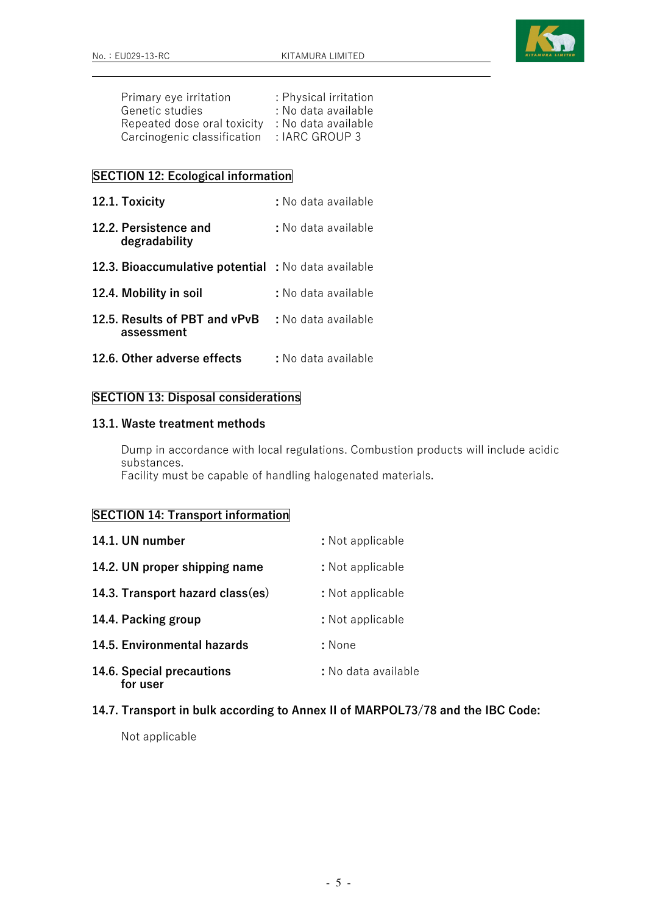Primary eye irritation : Physical irritation
Genetic studies : No data available
Repeated dose oral toxicity : No data available
Carcinogenic classification : IARC GROUP 3

## SECTION 12: Ecological information

**12.1. Toxicity** : No data available

**12.2. Persistence and degradability** : No data available

**12.3. Bioaccumulative potential** : No data available

**12.4. Mobility in soil** : No data available

**12.5. Results of PBT and vPvB assessment** : No data available

**12.6. Other adverse effects** : No data available

## SECTION 13: Disposal considerations

### 13.1. Waste treatment methods

Dump in accordance with local regulations. Combustion products will include acidic substances.
Facility must be capable of handling halogenated materials.

## SECTION 14: Transport information

**14.1. UN number** : Not applicable

**14.2. UN proper shipping name** : Not applicable

**14.3. Transport hazard class(es)** : Not applicable

**14.4. Packing group** : Not applicable

**14.5. Environmental hazards** : None

**14.6. Special precautions for user** : No data available

### 14.7. Transport in bulk according to Annex II of MARPOL73/78 and the IBC Code:

Not applicable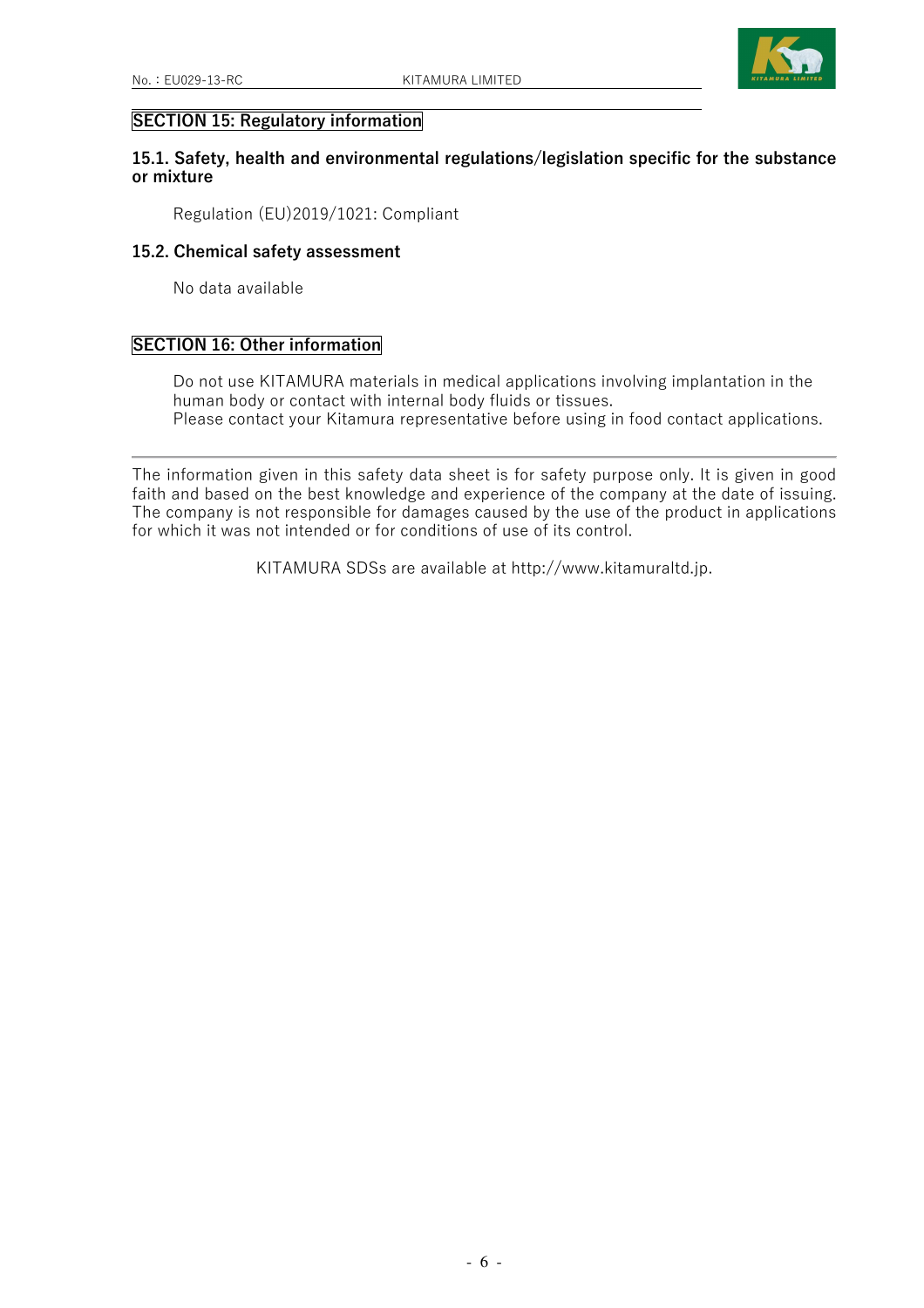## SECTION 15: Regulatory information

### 15.1. Safety, health and environmental regulations/legislation specific for the substance or mixture

Regulation (EU)2019/1021: Compliant

### 15.2. Chemical safety assessment

No data available

## SECTION 16: Other information

Do not use KITAMURA materials in medical applications involving implantation in the human body or contact with internal body fluids or tissues.
Please contact your Kitamura representative before using in food contact applications.

---

The information given in this safety data sheet is for safety purpose only. It is given in good faith and based on the best knowledge and experience of the company at the date of issuing. The company is not responsible for damages caused by the use of the product in applications for which it was not intended or for conditions of use of its control.

KITAMURA SDSs are available at http://www.kitamuraltd.jp.